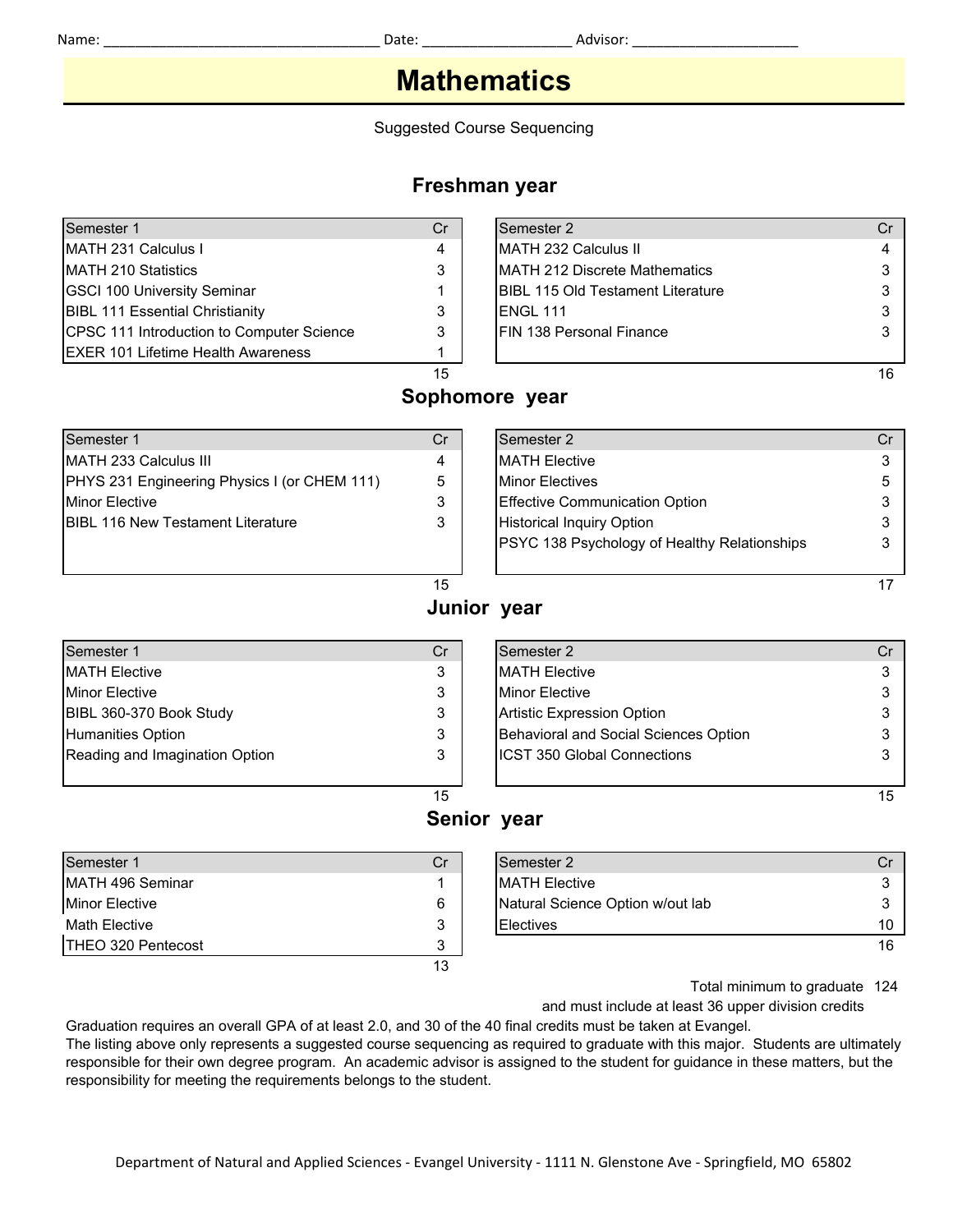Name: ______________________ Date: ______________ Advisor: ________________

# Mathematics

Suggested Course Sequencing

## Freshman year

| Semester 1 | Cr |
|---|---|
| MATH 231 Calculus I | 4 |
| MATH 210 Statistics | 3 |
| GSCI 100 University Seminar | 1 |
| BIBL 111 Essential Christianity | 3 |
| CPSC 111 Introduction to Computer Science | 3 |
| EXER 101 Lifetime Health Awareness | 1 |
| | 15 |

| Semester 2 | Cr |
|---|---|
| MATH 232 Calculus II | 4 |
| MATH 212 Discrete Mathematics | 3 |
| BIBL 115 Old Testament Literature | 3 |
| ENGL 111 | 3 |
| FIN 138 Personal Finance | 3 |
| | 16 |

## Sophomore year

| Semester 1 | Cr |
|---|---|
| MATH 233 Calculus III | 4 |
| PHYS 231 Engineering Physics I (or CHEM 111) | 5 |
| Minor Elective | 3 |
| BIBL 116 New Testament Literature | 3 |
| | 15 |

| Semester 2 | Cr |
|---|---|
| MATH Elective | 3 |
| Minor Electives | 5 |
| Effective Communication Option | 3 |
| Historical Inquiry Option | 3 |
| PSYC 138 Psychology of Healthy Relationships | 3 |
| | 17 |

## Junior year

| Semester 1 | Cr |
|---|---|
| MATH Elective | 3 |
| Minor Elective | 3 |
| BIBL 360-370 Book Study | 3 |
| Humanities Option | 3 |
| Reading and Imagination Option | 3 |
| | 15 |

| Semester 2 | Cr |
|---|---|
| MATH Elective | 3 |
| Minor Elective | 3 |
| Artistic Expression Option | 3 |
| Behavioral and Social Sciences Option | 3 |
| ICST 350 Global Connections | 3 |
| | 15 |

## Senior year

| Semester 1 | Cr |
|---|---|
| MATH 496 Seminar | 1 |
| Minor Elective | 6 |
| Math Elective | 3 |
| THEO 320 Pentecost | 3 |
| | 13 |

| Semester 2 | Cr |
|---|---|
| MATH Elective | 3 |
| Natural Science Option w/out lab | 3 |
| Electives | 10 |
| | 16 |

Total minimum to graduate 124

and must include at least 36 upper division credits

Graduation requires an overall GPA of at least 2.0, and 30 of the 40 final credits must be taken at Evangel.
The listing above only represents a suggested course sequencing as required to graduate with this major. Students are ultimately responsible for their own degree program. An academic advisor is assigned to the student for guidance in these matters, but the responsibility for meeting the requirements belongs to the student.

Department of Natural and Applied Sciences - Evangel University - 1111 N. Glenstone Ave - Springfield, MO 65802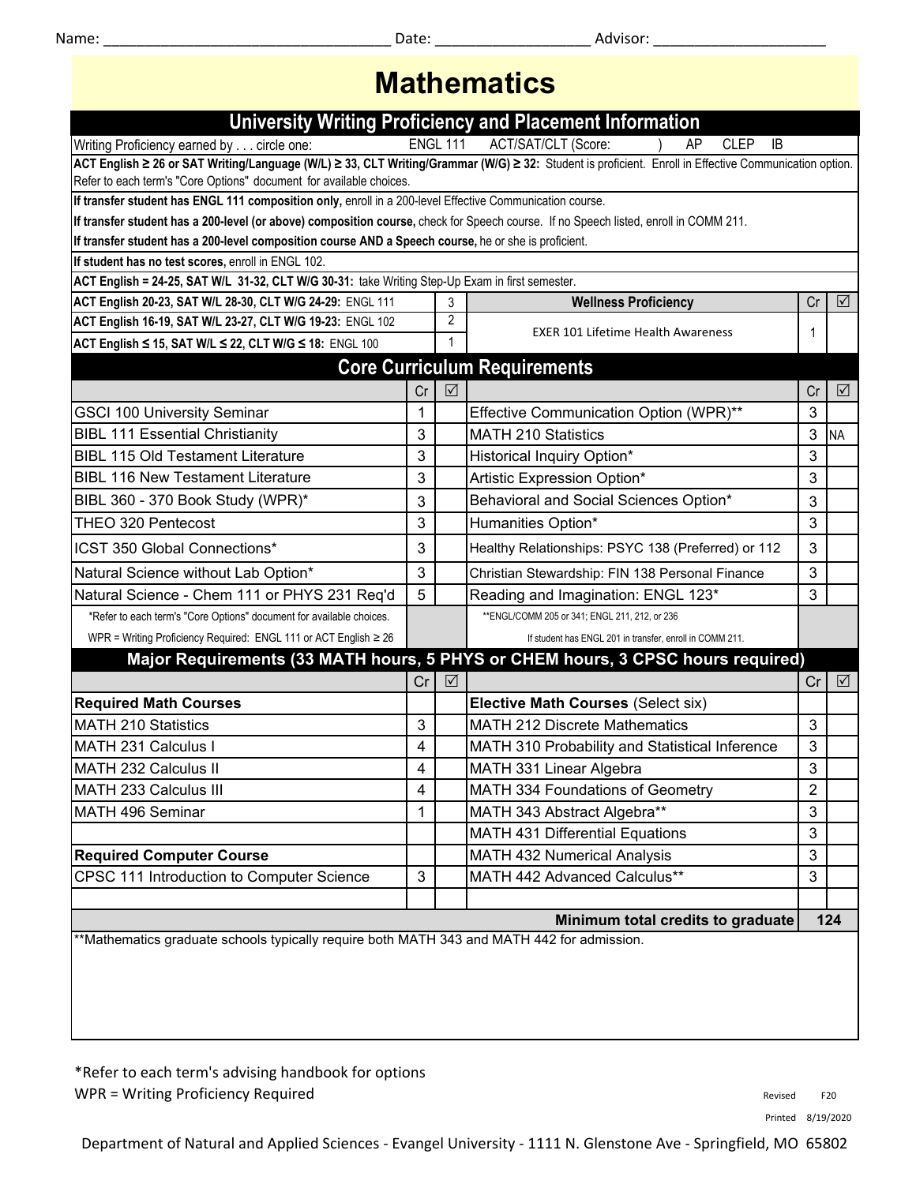Name: ___________________________________ Date: __________________ Advisor: _____________________

# Mathematics

## University Writing Proficiency and Placement Information

Writing Proficiency earned by . . . circle one: ENGL 111 ACT/SAT/CLT (Score: ) AP CLEP IB

**ACT English ≥ 26 or SAT Writing/Language (W/L) ≥ 33, CLT Writing/Grammar (W/G) ≥ 32:** Student is proficient. Enroll in Effective Communication option. Refer to each term's "Core Options" document for available choices.

**If transfer student has ENGL 111 composition only,** enroll in a 200-level Effective Communication course.

**If transfer student has a 200-level (or above) composition course,** check for Speech course. If no Speech listed, enroll in COMM 211.

**If transfer student has a 200-level composition course AND a Speech course,** he or she is proficient.

**If student has no test scores,** enroll in ENGL 102.

**ACT English = 24-25, SAT W/L 31-32, CLT W/G 30-31:** take Writing Step-Up Exam in first semester.

| | | Wellness Proficiency | Cr | ☑ |
|---|---|---|---|---|
| **ACT English 20-23, SAT W/L 28-30, CLT W/G 24-29:** ENGL 111 | 3 | | | |
| **ACT English 16-19, SAT W/L 23-27, CLT W/G 19-23:** ENGL 102 | 2 | EXER 101 Lifetime Health Awareness | 1 | |
| **ACT English ≤ 15, SAT W/L ≤ 22, CLT W/G ≤ 18:** ENGL 100 | 1 | | | |

## Core Curriculum Requirements

| | Cr | ☑ | | Cr | ☑ |
|---|---|---|---|---|---|
| GSCI 100 University Seminar | 1 | | Effective Communication Option (WPR)** | 3 | |
| BIBL 111 Essential Christianity | 3 | | MATH 210 Statistics | 3 | NA |
| BIBL 115 Old Testament Literature | 3 | | Historical Inquiry Option* | 3 | |
| BIBL 116 New Testament Literature | 3 | | Artistic Expression Option* | 3 | |
| BIBL 360 - 370 Book Study (WPR)* | 3 | | Behavioral and Social Sciences Option* | 3 | |
| THEO 320 Pentecost | 3 | | Humanities Option* | 3 | |
| ICST 350 Global Connections* | 3 | | Healthy Relationships: PSYC 138 (Preferred) or 112 | 3 | |
| Natural Science without Lab Option* | 3 | | Christian Stewardship: FIN 138 Personal Finance | 3 | |
| Natural Science - Chem 111 or PHYS 231 Req'd | 5 | | Reading and Imagination: ENGL 123* | 3 | |
| *Refer to each term's "Core Options" document for available choices. | | | **ENGL/COMM 205 or 341; ENGL 211, 212, or 236 | | |
| WPR = Writing Proficiency Required: ENGL 111 or ACT English ≥ 26 | | | If student has ENGL 201 in transfer, enroll in COMM 211. | | |

## Major Requirements (33 MATH hours, 5 PHYS or CHEM hours, 3 CPSC hours required)

| | Cr | ☑ | | Cr | ☑ |
|---|---|---|---|---|---|
| **Required Math Courses** | | | **Elective Math Courses** (Select six) | | |
| MATH 210 Statistics | 3 | | MATH 212 Discrete Mathematics | 3 | |
| MATH 231 Calculus I | 4 | | MATH 310 Probability and Statistical Inference | 3 | |
| MATH 232 Calculus II | 4 | | MATH 331 Linear Algebra | 3 | |
| MATH 233 Calculus III | 4 | | MATH 334 Foundations of Geometry | 2 | |
| MATH 496 Seminar | 1 | | MATH 343 Abstract Algebra** | 3 | |
| | | | MATH 431 Differential Equations | 3 | |
| **Required Computer Course** | | | MATH 432 Numerical Analysis | 3 | |
| CPSC 111 Introduction to Computer Science | 3 | | MATH 442 Advanced Calculus** | 3 | |
| | | | | | |
| | | | **Minimum total credits to graduate** | **124** | |

**Mathematics graduate schools typically require both MATH 343 and MATH 442 for admission.

*Refer to each term's advising handbook for options

WPR = Writing Proficiency Required

Revised F20

Printed 8/19/2020

Department of Natural and Applied Sciences - Evangel University - 1111 N. Glenstone Ave - Springfield, MO 65802